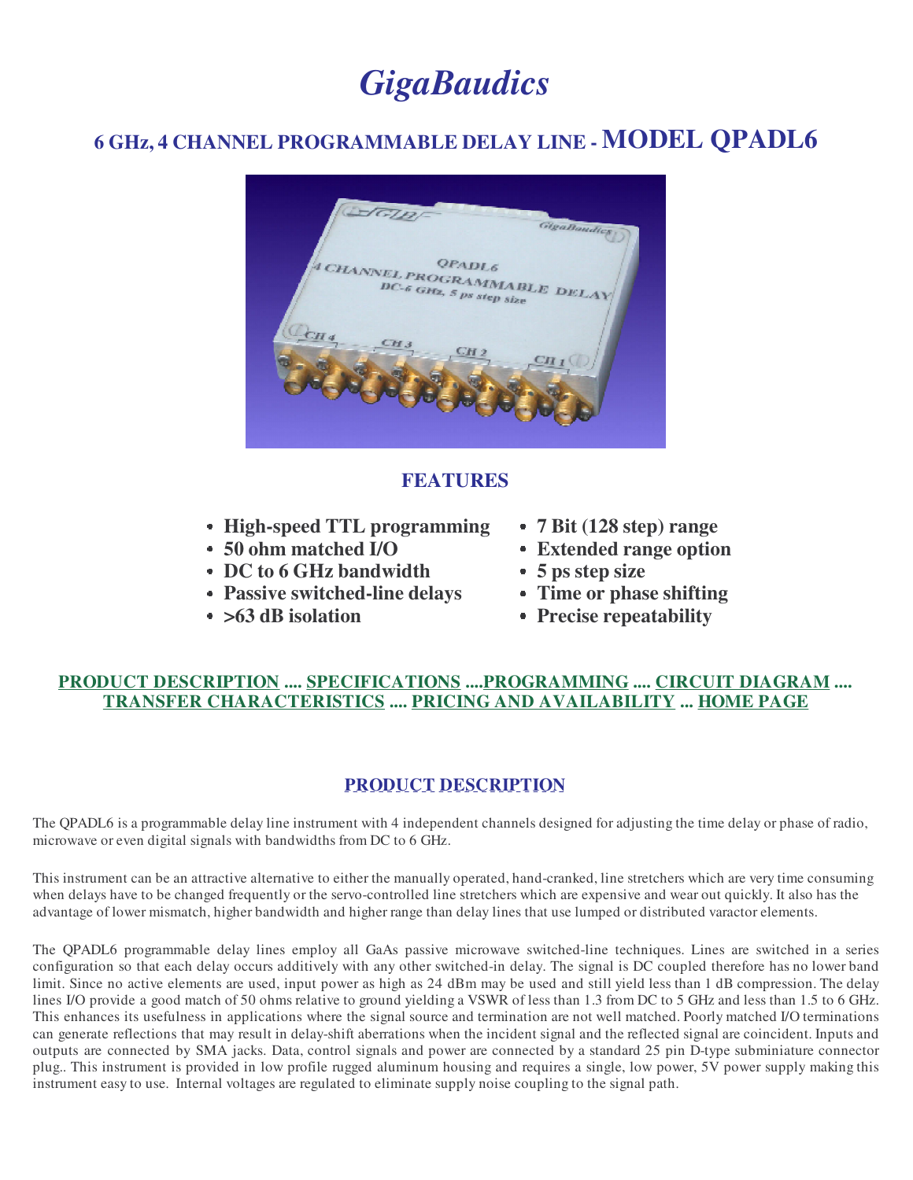# *GigaBaudics*

## 6 GHz, 4 CHANNEL PROGRAMMABLE DELAY LINE - MODEL QPADL6

### FEATURES

- **High-speed TTL programming**
- **50 ohm matched I/O**
- **DC to 6 GHz bandwidth**
- **Passive switched-line delays**
- **>63 dB isolation**
- **7 Bit (128 step) range**
- **Extended range option**
- **5 ps step size**
- **Time or phase shifting**
- **Precise repeatability**

**PRODUCT DESCRIPTION .... SPECIFICATIONS ....PROGRAMMING .... CIRCUIT DIAGRAM .... TRANSFER CHARACTERISTICS .... PRICING AND AVAILABILITY ... HOME PAGE**

### PRODUCT DESCRIPTION

The QPADL6 is a programmable delay line instrument with 4 independent channels designed for adjusting the time delay or phase of radio, microwave or even digital signals with bandwidths from DC to 6 GHz.

This instrument can be an attractive alternative to either the manually operated, hand-cranked, line stretchers which are very time consuming when delays have to be changed frequently or the servo-controlled line stretchers which are expensive and wear out quickly. It also has the advantage of lower mismatch, higher bandwidth and higher range than delay lines that use lumped or distributed varactor elements.

The QPADL6 programmable delay lines employ all GaAs passive microwave switched-line techniques. Lines are switched in a series configuration so that each delay occurs additively with any other switched-in delay. The signal is DC coupled therefore has no lower band limit. Since no active elements are used, input power as high as 24 dBm may be used and still yield less than 1 dB compression. The delay lines I/O provide a good match of 50 ohms relative to ground yielding a VSWR of less than 1.3 from DC to 5 GHz and less than 1.5 to 6 GHz. This enhances its usefulness in applications where the signal source and termination are not well matched. Poorly matched I/O terminations can generate reflections that may result in delay-shift aberrations when the incident signal and the reflected signal are coincident. Inputs and outputs are connected by SMA jacks. Data, control signals and power are connected by a standard 25 pin D-type subminiature connector plug.. This instrument is provided in low profile rugged aluminum housing and requires a single, low power, 5V power supply making this instrument easy to use. Internal voltages are regulated to eliminate supply noise coupling to the signal path.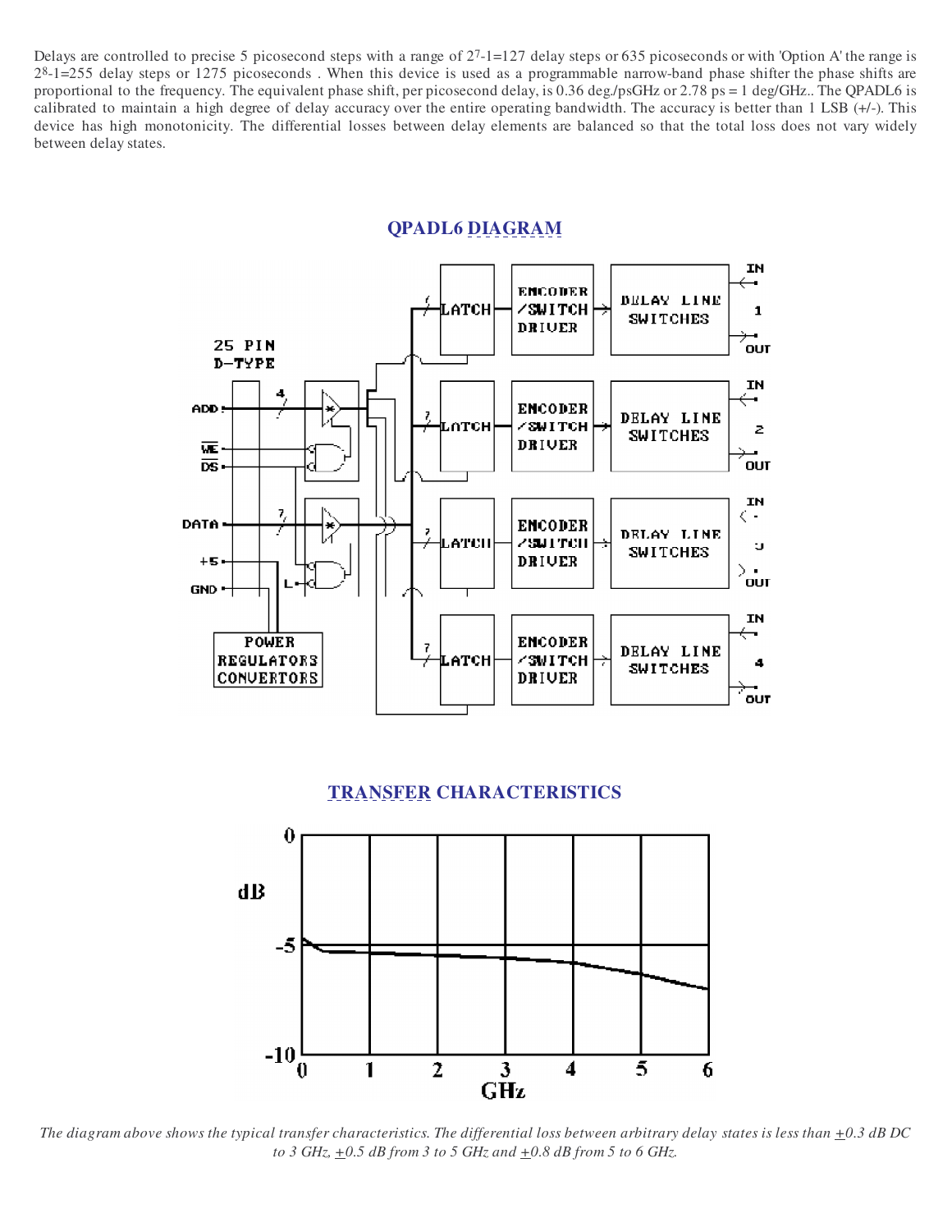Delays are controlled to precise 5 picosecond steps with a range of $2^7$-1=127 delay steps or 635 picoseconds or with 'Option A' the range is $2^8$-1=255 delay steps or 1275 picoseconds . When this device is used as a programmable narrow-band phase shifter the phase shifts are proportional to the frequency. The equivalent phase shift, per picosecond delay, is 0.36 deg./psGHz or 2.78 ps = 1 deg/GHz.. The QPADL6 is calibrated to maintain a high degree of delay accuracy over the entire operating bandwidth. The accuracy is better than 1 LSB (+/-). This device has high monotonicity. The differential losses between delay elements are balanced so that the total loss does not vary widely between delay states.

## QPADL6 DIAGRAM

## TRANSFER CHARACTERISTICS

*The diagram above shows the typical transfer characteristics. The differential loss between arbitrary delay states is less than ±0.3 dB DC to 3 GHz, ±0.5 dB from 3 to 5 GHz and ±0.8 dB from 5 to 6 GHz.*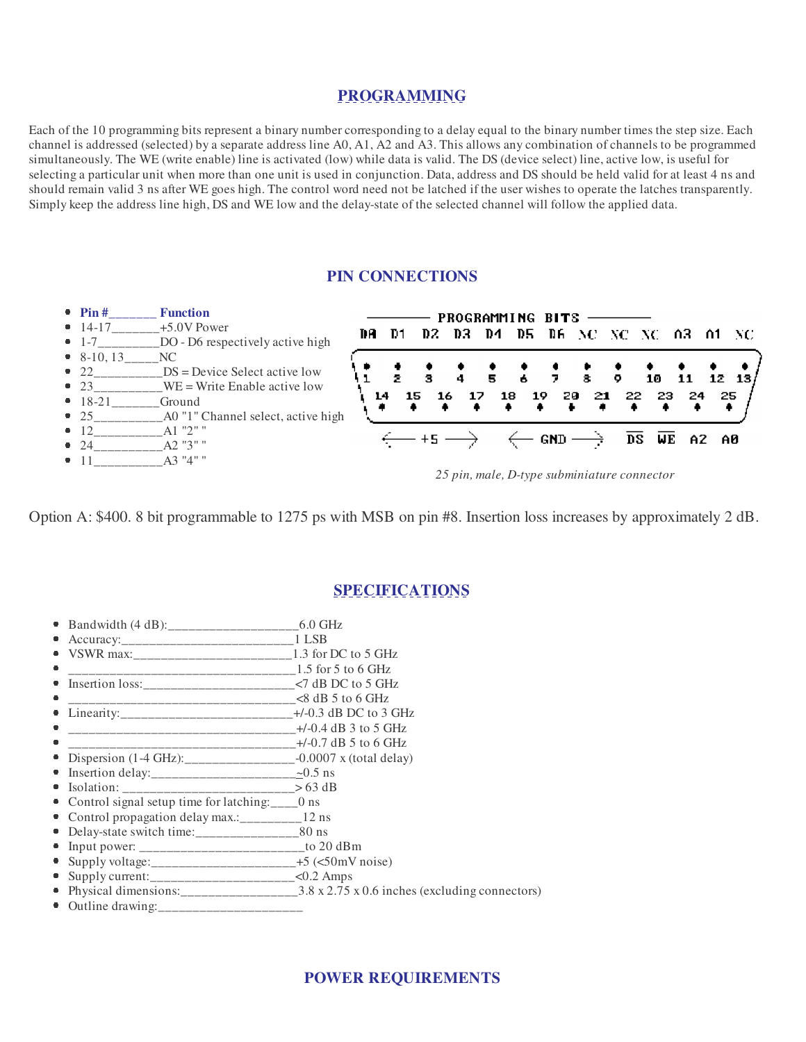## PROGRAMMING

Each of the 10 programming bits represent a binary number corresponding to a delay equal to the binary number times the step size. Each channel is addressed (selected) by a separate address line A0, A1, A2 and A3. This allows any combination of channels to be programmed simultaneously. The WE (write enable) line is activated (low) while data is valid. The DS (device select) line, active low, is useful for selecting a particular unit when more than one unit is used in conjunction. Data, address and DS should be held valid for at least 4 ns and should remain valid 3 ns after WE goes high. The control word need not be latched if the user wishes to operate the latches transparently. Simply keep the address line high, DS and WE low and the delay-state of the selected channel will follow the applied data.

## PIN CONNECTIONS

- **Pin #_______ Function**
- 14-17_______+5.0V Power
- 1-7_________DO - D6 respectively active high
- 8-10, 13_____NC
- 22__________DS = Device Select active low
- 23__________WE = Write Enable active low
- 18-21_______Ground
- 25__________A0 "1" Channel select, active high
- 12__________A1 "2" "
- 24__________A2 "3" "
- 11__________A3 "4" "

| Pin | 1 | 2 | 3 | 4 | 5 | 6 | 7 | 8 | 9 | 10 | 11 | 12 | 13 |
|---|---|---|---|---|---|---|---|---|---|---|---|---|---|
| Programming bits | D0 | D1 | D2 | D3 | D4 | D5 | D6 | NC | NC | NC | A3 | A1 | NC |

| Pin | 14 | 15 | 16 | 17 | 18 | 19 | 20 | 21 | 22 | 23 | 24 | 25 |
|---|---|---|---|---|---|---|---|---|---|---|---|---|
| Function | +5 | +5 | +5 | +5 | GND | GND | GND | GND | DS | WE | A2 | A0 |

*25 pin, male, D-type subminiature connector*

Option A: $400. 8 bit programmable to 1275 ps with MSB on pin #8. Insertion loss increases by approximately 2 dB.

## SPECIFICATIONS

- Bandwidth (4 dB):___________________6.0 GHz
- Accuracy:_________________________1 LSB
- VSWR max:________________________1.3 for DC to 5 GHz
- _________________________________1.5 for 5 to 6 GHz
- Insertion loss:______________________<7 dB DC to 5 GHz
- _________________________________<8 dB 5 to 6 GHz
- Linearity:__________________________+/-0.3 dB DC to 3 GHz
- _________________________________+/-0.4 dB 3 to 5 GHz
- _________________________________+/-0.7 dB 5 to 6 GHz
- Dispersion (1-4 GHz):________________-0.0007 x (total delay)
- Insertion delay:______________________~0.5 ns
- Isolation: _________________________> 63 dB
- Control signal setup time for latching:____0 ns
- Control propagation delay max.:_________12 ns
- Delay-state switch time:_______________80 ns
- Input power: ________________________to 20 dBm
- Supply voltage:______________________+5 (<50mV noise)
- Supply current:______________________<0.2 Amps
- Physical dimensions:__________________3.8 x 2.75 x 0.6 inches (excluding connectors)
- Outline drawing:_____________________

## POWER REQUIREMENTS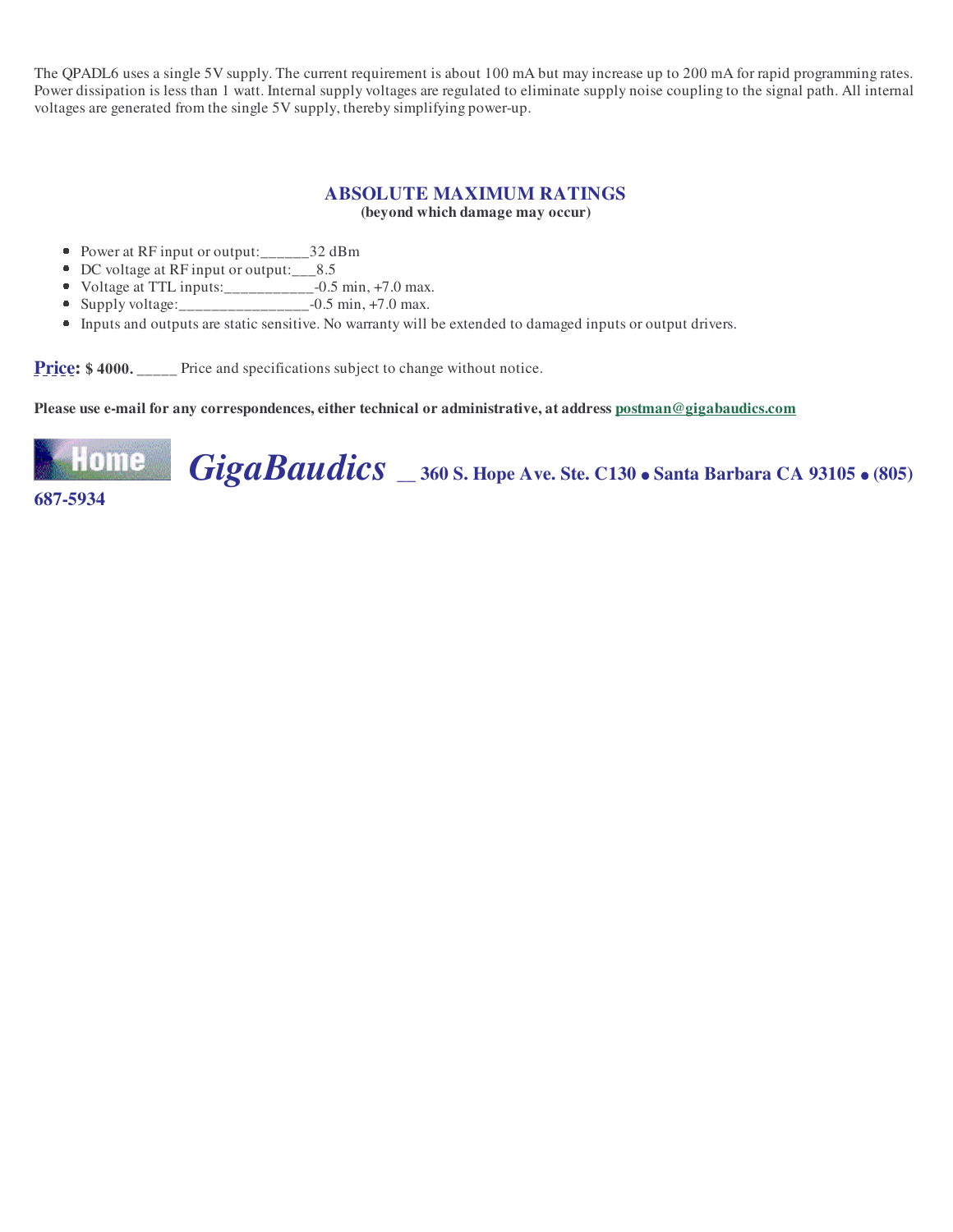The QPADL6 uses a single 5V supply. The current requirement is about 100 mA but may increase up to 200 mA for rapid programming rates. Power dissipation is less than 1 watt. Internal supply voltages are regulated to eliminate supply noise coupling to the signal path. All internal voltages are generated from the single 5V supply, thereby simplifying power-up.

## ABSOLUTE MAXIMUM RATINGS

**(beyond which damage may occur)**

- Power at RF input or output:______32 dBm
- DC voltage at RF input or output:___8.5
- Voltage at TTL inputs:___________-0.5 min, +7.0 max.
- Supply voltage:________________-0.5 min, +7.0 max.
- Inputs and outputs are static sensitive. No warranty will be extended to damaged inputs or output drivers.

**Price: $ 4000.** _____ Price and specifications subject to change without notice.

**Please use e-mail for any correspondences, either technical or administrative, at address postman@gigabaudics.com**

Home ***GigaBaudics*** **__ 360 S. Hope Ave. Ste. C130 • Santa Barbara CA 93105 • (805) 687-5934**